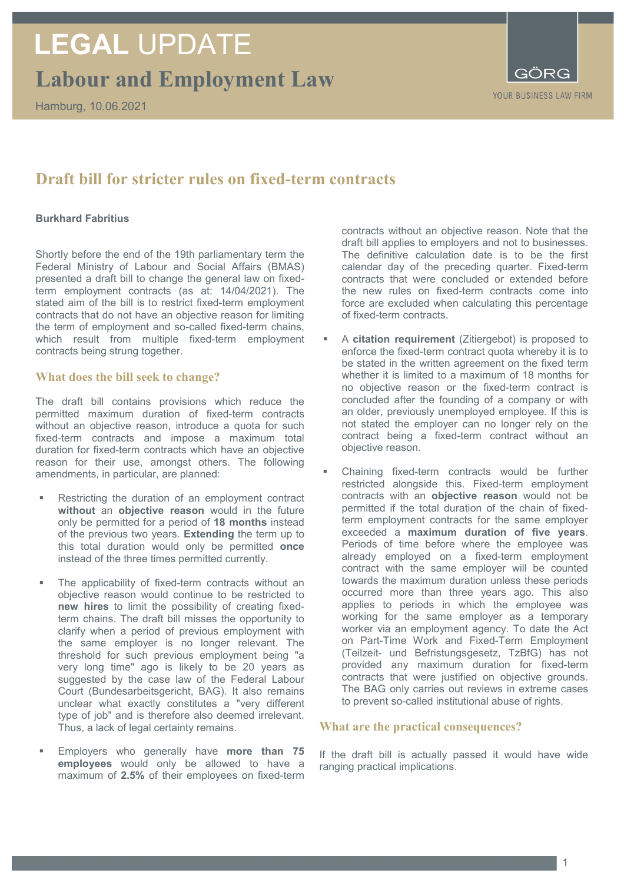# LEGAL UPDATE

## Labour and Employment Law

Hamburg, 10.06.2021

GÖRG

YOUR BUSINESS LAW FIRM

## Draft bill for stricter rules on fixed-term contracts

**Burkhard Fabritius**

Shortly before the end of the 19th parliamentary term the Federal Ministry of Labour and Social Affairs (BMAS) presented a draft bill to change the general law on fixed-term employment contracts (as at: 14/04/2021). The stated aim of the bill is to restrict fixed-term employment contracts that do not have an objective reason for limiting the term of employment and so-called fixed-term chains, which result from multiple fixed-term employment contracts being strung together.

### What does the bill seek to change?

The draft bill contains provisions which reduce the permitted maximum duration of fixed-term contracts without an objective reason, introduce a quota for such fixed-term contracts and impose a maximum total duration for fixed-term contracts which have an objective reason for their use, amongst others. The following amendments, in particular, are planned:

- Restricting the duration of an employment contract **without** an **objective reason** would in the future only be permitted for a period of **18 months** instead of the previous two years. **Extending** the term up to this total duration would only be permitted **once** instead of the three times permitted currently.

- The applicability of fixed-term contracts without an objective reason would continue to be restricted to **new hires** to limit the possibility of creating fixed-term chains. The draft bill misses the opportunity to clarify when a period of previous employment with the same employer is no longer relevant. The threshold for such previous employment being "a very long time" ago is likely to be 20 years as suggested by the case law of the Federal Labour Court (Bundesarbeitsgericht, BAG). It also remains unclear what exactly constitutes a "very different type of job" and is therefore also deemed irrelevant. Thus, a lack of legal certainty remains.

- Employers who generally have **more than 75 employees** would only be allowed to have a maximum of **2.5%** of their employees on fixed-term contracts without an objective reason. Note that the draft bill applies to employers and not to businesses. The definitive calculation date is to be the first calendar day of the preceding quarter. Fixed-term contracts that were concluded or extended before the new rules on fixed-term contracts come into force are excluded when calculating this percentage of fixed-term contracts.

- A **citation requirement** (Zitiergebot) is proposed to enforce the fixed-term contract quota whereby it is to be stated in the written agreement on the fixed term whether it is limited to a maximum of 18 months for no objective reason or the fixed-term contract is concluded after the founding of a company or with an older, previously unemployed employee. If this is not stated the employer can no longer rely on the contract being a fixed-term contract without an objective reason.

- Chaining fixed-term contracts would be further restricted alongside this. Fixed-term employment contracts with an **objective reason** would not be permitted if the total duration of the chain of fixed-term employment contracts for the same employer exceeded a **maximum duration of five years**. Periods of time before where the employee was already employed on a fixed-term employment contract with the same employer will be counted towards the maximum duration unless these periods occurred more than three years ago. This also applies to periods in which the employee was working for the same employer as a temporary worker via an employment agency. To date the Act on Part-Time Work and Fixed-Term Employment (Teilzeit- und Befristungsgesetz, TzBfG) has not provided any maximum duration for fixed-term contracts that were justified on objective grounds. The BAG only carries out reviews in extreme cases to prevent so-called institutional abuse of rights.

### What are the practical consequences?

If the draft bill is actually passed it would have wide ranging practical implications.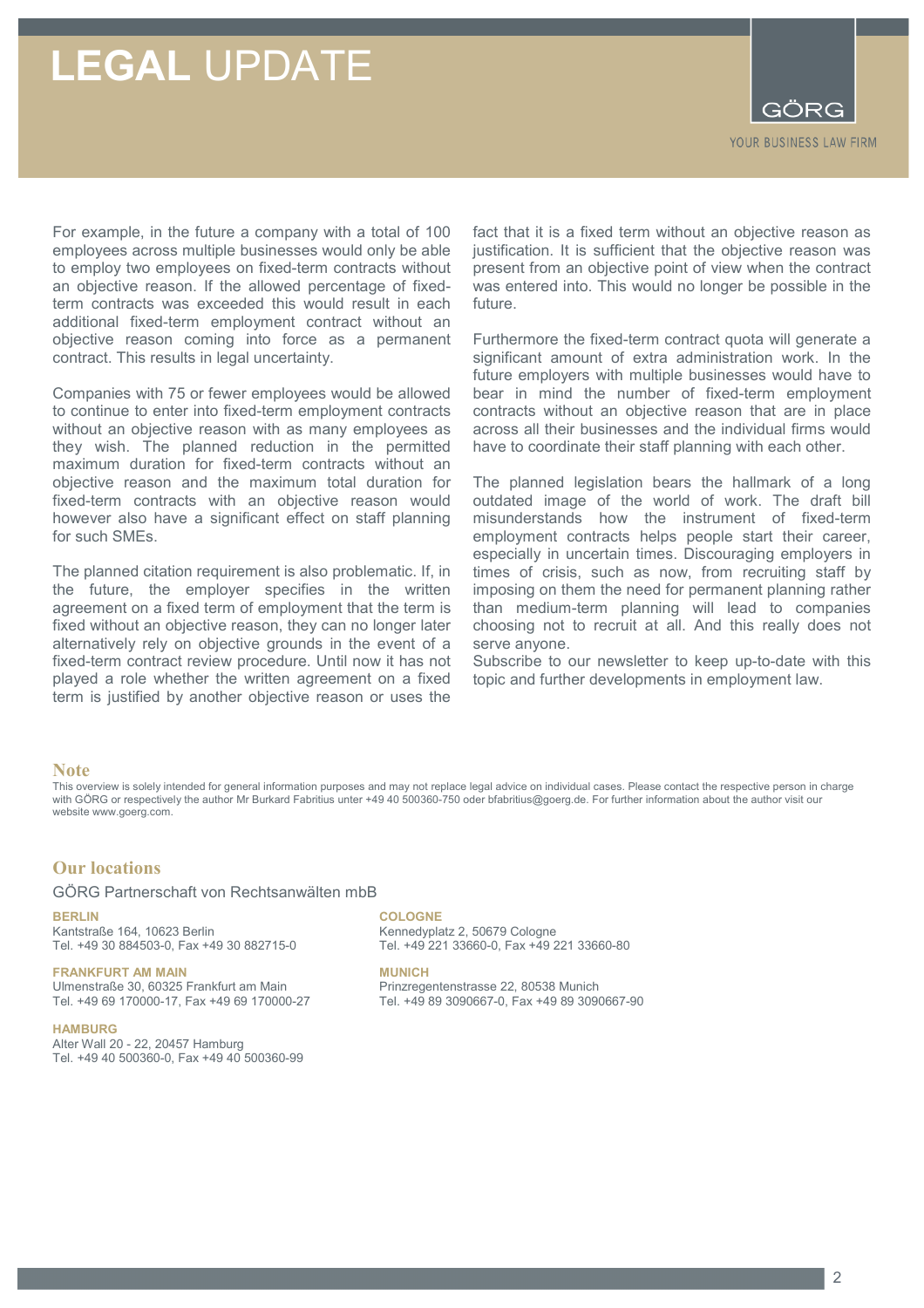For example, in the future a company with a total of 100 employees across multiple businesses would only be able to employ two employees on fixed-term contracts without an objective reason. If the allowed percentage of fixed-term contracts was exceeded this would result in each additional fixed-term employment contract without an objective reason coming into force as a permanent contract. This results in legal uncertainty.

Companies with 75 or fewer employees would be allowed to continue to enter into fixed-term employment contracts without an objective reason with as many employees as they wish. The planned reduction in the permitted maximum duration for fixed-term contracts without an objective reason and the maximum total duration for fixed-term contracts with an objective reason would however also have a significant effect on staff planning for such SMEs.

The planned citation requirement is also problematic. If, in the future, the employer specifies in the written agreement on a fixed term of employment that the term is fixed without an objective reason, they can no longer later alternatively rely on objective grounds in the event of a fixed-term contract review procedure. Until now it has not played a role whether the written agreement on a fixed term is justified by another objective reason or uses the fact that it is a fixed term without an objective reason as justification. It is sufficient that the objective reason was present from an objective point of view when the contract was entered into. This would no longer be possible in the future.

Furthermore the fixed-term contract quota will generate a significant amount of extra administration work. In the future employers with multiple businesses would have to bear in mind the number of fixed-term employment contracts without an objective reason that are in place across all their businesses and the individual firms would have to coordinate their staff planning with each other.

The planned legislation bears the hallmark of a long outdated image of the world of work. The draft bill misunderstands how the instrument of fixed-term employment contracts helps people start their career, especially in uncertain times. Discouraging employers in times of crisis, such as now, from recruiting staff by imposing on them the need for permanent planning rather than medium-term planning will lead to companies choosing not to recruit at all. And this really does not serve anyone.

Subscribe to our newsletter to keep up-to-date with this topic and further developments in employment law.

## Note

This overview is solely intended for general information purposes and may not replace legal advice on individual cases. Please contact the respective person in charge with GÖRG or respectively the author Mr Burkard Fabritius unter +49 40 500360-750 oder bfabritius@goerg.de. For further information about the author visit our website www.goerg.com.

## Our locations

GÖRG Partnerschaft von Rechtsanwälten mbB

**BERLIN**
Kantstraße 164, 10623 Berlin
Tel. +49 30 884503-0, Fax +49 30 882715-0

**FRANKFURT AM MAIN**
Ulmenstraße 30, 60325 Frankfurt am Main
Tel. +49 69 170000-17, Fax +49 69 170000-27

**HAMBURG**
Alter Wall 20 - 22, 20457 Hamburg
Tel. +49 40 500360-0, Fax +49 40 500360-99

**COLOGNE**
Kennedyplatz 2, 50679 Cologne
Tel. +49 221 33660-0, Fax +49 221 33660-80

**MUNICH**
Prinzregentenstrasse 22, 80538 Munich
Tel. +49 89 3090667-0, Fax +49 89 3090667-90